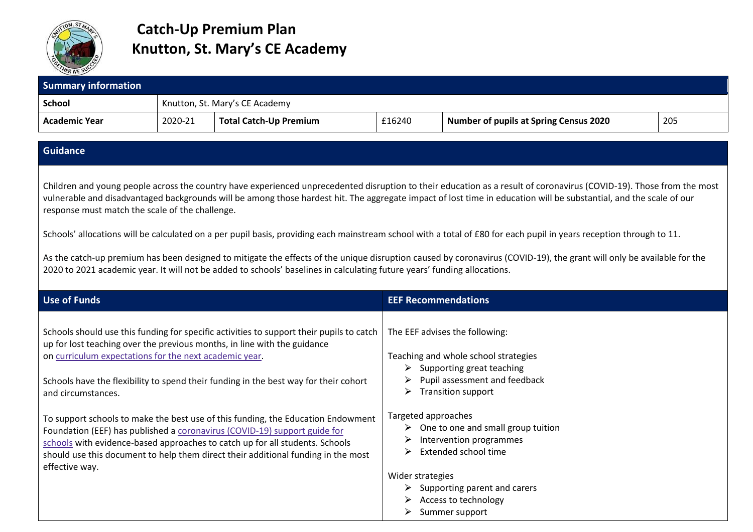# Catch-Up Premium Plan
# Knutton, St. Mary's CE Academy

| Summary information | | | | | |
|---|---|---|---|---|---|
| **School** | Knutton, St. Mary's CE Academy | | | | |
| **Academic Year** | 2020-21 | **Total Catch-Up Premium** | £16240 | **Number of pupils at Spring Census 2020** | 205 |

## Guidance

Children and young people across the country have experienced unprecedented disruption to their education as a result of coronavirus (COVID-19). Those from the most vulnerable and disadvantaged backgrounds will be among those hardest hit. The aggregate impact of lost time in education will be substantial, and the scale of our response must match the scale of the challenge.

Schools' allocations will be calculated on a per pupil basis, providing each mainstream school with a total of £80 for each pupil in years reception through to 11.

As the catch-up premium has been designed to mitigate the effects of the unique disruption caused by coronavirus (COVID-19), the grant will only be available for the 2020 to 2021 academic year. It will not be added to schools' baselines in calculating future years' funding allocations.

## Use of Funds

Schools should use this funding for specific activities to support their pupils to catch up for lost teaching over the previous months, in line with the guidance on curriculum expectations for the next academic year.

Schools have the flexibility to spend their funding in the best way for their cohort and circumstances.

To support schools to make the best use of this funding, the Education Endowment Foundation (EEF) has published a coronavirus (COVID-19) support guide for schools with evidence-based approaches to catch up for all students. Schools should use this document to help them direct their additional funding in the most effective way.

## EEF Recommendations

The EEF advises the following:

Teaching and whole school strategies

- Supporting great teaching
- Pupil assessment and feedback
- Transition support

Targeted approaches

- One to one and small group tuition
- Intervention programmes
- Extended school time

Wider strategies

- Supporting parent and carers
- Access to technology
- Summer support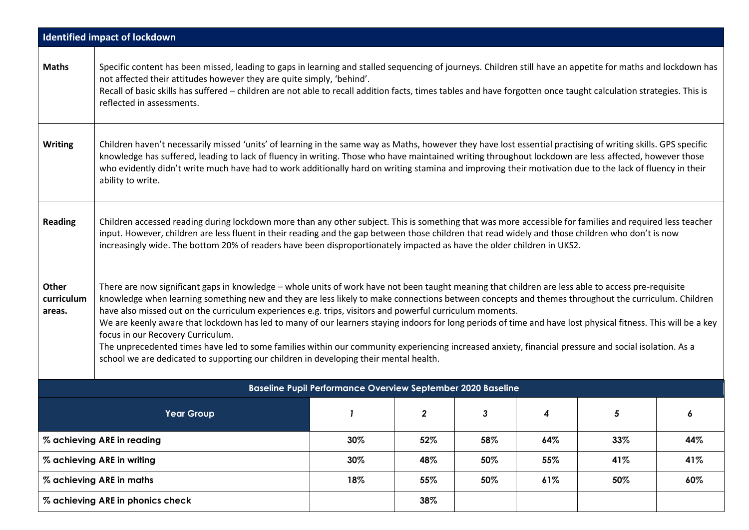| Identified impact of lockdown | |
|---|---|
| **Maths** | Specific content has been missed, leading to gaps in learning and stalled sequencing of journeys. Children still have an appetite for maths and lockdown has not affected their attitudes however they are quite simply, 'behind'.<br>Recall of basic skills has suffered – children are not able to recall addition facts, times tables and have forgotten once taught calculation strategies. This is reflected in assessments. |
| **Writing** | Children haven't necessarily missed 'units' of learning in the same way as Maths, however they have lost essential practising of writing skills. GPS specific knowledge has suffered, leading to lack of fluency in writing. Those who have maintained writing throughout lockdown are less affected, however those who evidently didn't write much have had to work additionally hard on writing stamina and improving their motivation due to the lack of fluency in their ability to write. |
| **Reading** | Children accessed reading during lockdown more than any other subject. This is something that was more accessible for families and required less teacher input. However, children are less fluent in their reading and the gap between those children that read widely and those children who don't is now increasingly wide. The bottom 20% of readers have been disproportionately impacted as have the older children in UKS2. |
| **Other curriculum areas.** | There are now significant gaps in knowledge – whole units of work have not been taught meaning that children are less able to access pre-requisite knowledge when learning something new and they are less likely to make connections between concepts and themes throughout the curriculum. Children have also missed out on the curriculum experiences e.g. trips, visitors and powerful curriculum moments.<br>We are keenly aware that lockdown has led to many of our learners staying indoors for long periods of time and have lost physical fitness. This will be a key focus in our Recovery Curriculum.<br>The unprecedented times have led to some families within our community experiencing increased anxiety, financial pressure and social isolation. As a school we are dedicated to supporting our children in developing their mental health. |

**Baseline Pupil Performance Overview September 2020 Baseline**

| Year Group | *1* | *2* | *3* | *4* | *5* | *6* |
|---|---|---|---|---|---|---|
| % achieving ARE in reading | 30% | 52% | 58% | 64% | 33% | 44% |
| % achieving ARE in writing | 30% | 48% | 50% | 55% | 41% | 41% |
| % achieving ARE in maths | 18% | 55% | 50% | 61% | 50% | 60% |
| % achieving ARE in phonics check | | 38% | | | | |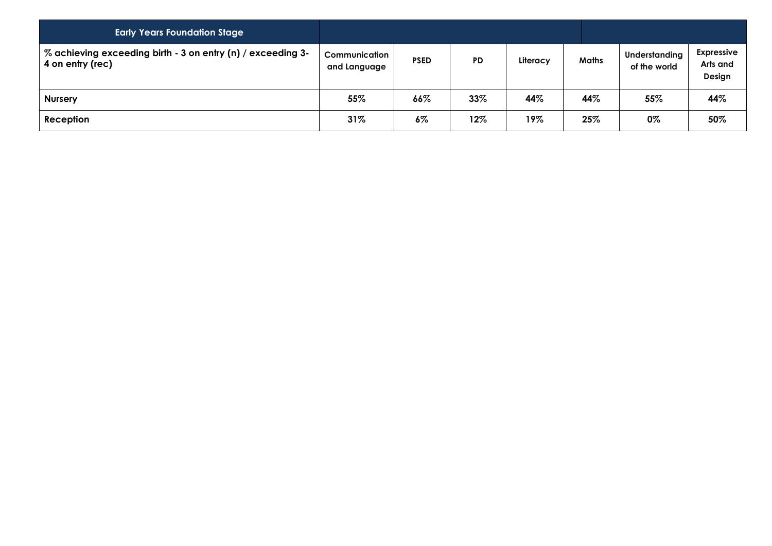| Early Years Foundation Stage | | | | | | | |
| --- | --- | --- | --- | --- | --- | --- | --- |
| % achieving exceeding birth - 3 on entry (n) / exceeding 3-4 on entry (rec) | Communication and Language | PSED | PD | Literacy | Maths | Understanding of the world | Expressive Arts and Design |
| **Nursery** | **55%** | **66%** | **33%** | **44%** | **44%** | **55%** | **44%** |
| **Reception** | **31%** | **6%** | **12%** | **19%** | **25%** | **0%** | **50%** |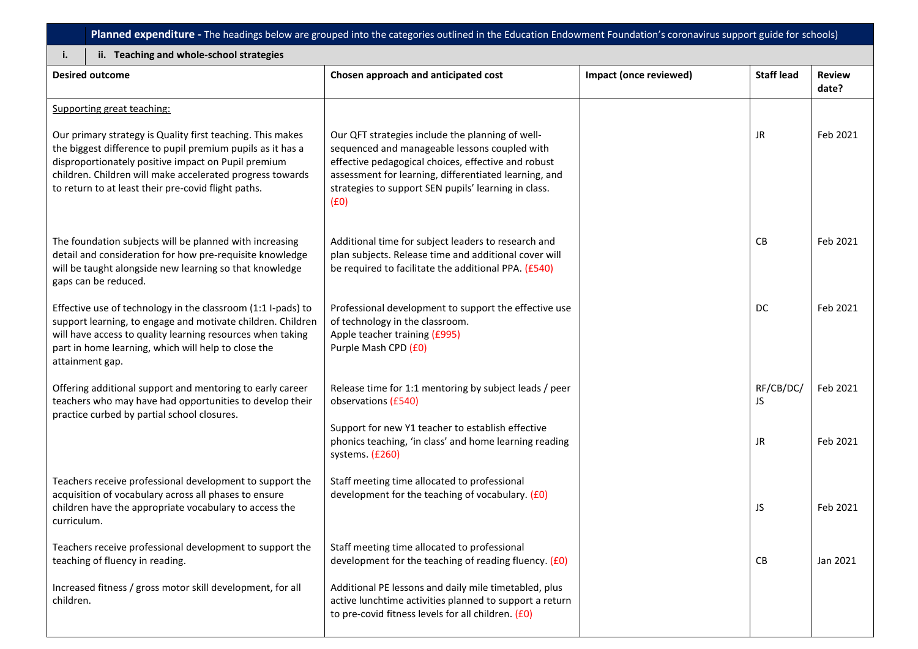| **Planned expenditure -** The headings below are grouped into the categories outlined in the Education Endowment Foundation's coronavirus support guide for schools) | | | | |
|---|---|---|---|---|
| **i. ii. Teaching and whole-school strategies** | | | | |
| **Desired outcome** | **Chosen approach and anticipated cost** | **Impact (once reviewed)** | **Staff lead** | **Review date?** |
| Supporting great teaching: | | | | |
| Our primary strategy is Quality first teaching. This makes the biggest difference to pupil premium pupils as it has a disproportionately positive impact on Pupil premium children. Children will make accelerated progress towards to return to at least their pre-covid flight paths. | Our QFT strategies include the planning of well-sequenced and manageable lessons coupled with effective pedagogical choices, effective and robust assessment for learning, differentiated learning, and strategies to support SEN pupils' learning in class. (£0) | | JR | Feb 2021 |
| The foundation subjects will be planned with increasing detail and consideration for how pre-requisite knowledge will be taught alongside new learning so that knowledge gaps can be reduced. | Additional time for subject leaders to research and plan subjects. Release time and additional cover will be required to facilitate the additional PPA. (£540) | | CB | Feb 2021 |
| Effective use of technology in the classroom (1:1 I-pads) to support learning, to engage and motivate children. Children will have access to quality learning resources when taking part in home learning, which will help to close the attainment gap. | Professional development to support the effective use of technology in the classroom.<br>Apple teacher training (£995)<br>Purple Mash CPD (£0) | | DC | Feb 2021 |
| Offering additional support and mentoring to early career teachers who may have had opportunities to develop their practice curbed by partial school closures. | Release time for 1:1 mentoring by subject leads / peer observations (£540) | | RF/CB/DC/JS | Feb 2021 |
| | Support for new Y1 teacher to establish effective phonics teaching, 'in class' and home learning reading systems. (£260) | | JR | Feb 2021 |
| Teachers receive professional development to support the acquisition of vocabulary across all phases to ensure children have the appropriate vocabulary to access the curriculum. | Staff meeting time allocated to professional development for the teaching of vocabulary. (£0) | | JS | Feb 2021 |
| Teachers receive professional development to support the teaching of fluency in reading. | Staff meeting time allocated to professional development for the teaching of reading fluency. (£0) | | CB | Jan 2021 |
| Increased fitness / gross motor skill development, for all children. | Additional PE lessons and daily mile timetabled, plus active lunchtime activities planned to support a return to pre-covid fitness levels for all children. (£0) | | | |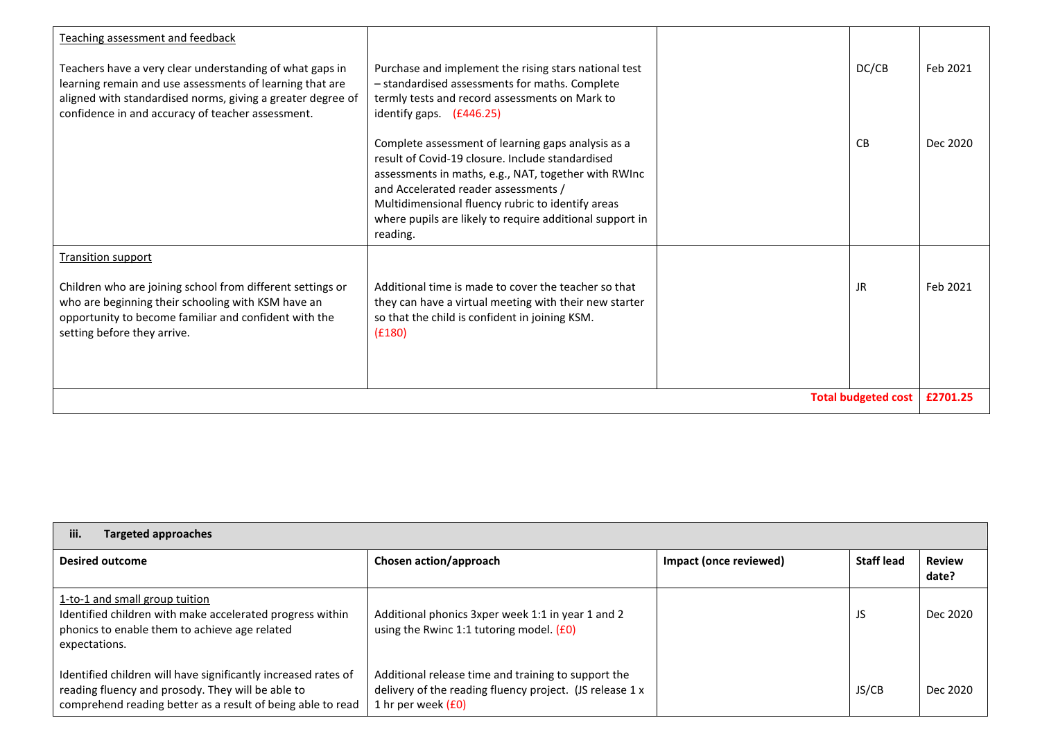| | | | | |
|---|---|---|---|---|
| Teaching assessment and feedback<br><br>Teachers have a very clear understanding of what gaps in learning remain and use assessments of learning that are aligned with standardised norms, giving a greater degree of confidence in and accuracy of teacher assessment. | Purchase and implement the rising stars national test – standardised assessments for maths. Complete termly tests and record assessments on Mark to identify gaps. (£446.25) | | DC/CB | Feb 2021 |
| | Complete assessment of learning gaps analysis as a result of Covid-19 closure. Include standardised assessments in maths, e.g., NAT, together with RWInc and Accelerated reader assessments / Multidimensional fluency rubric to identify areas where pupils are likely to require additional support in reading. | | CB | Dec 2020 |
| Transition support<br><br>Children who are joining school from different settings or who are beginning their schooling with KSM have an opportunity to become familiar and confident with the setting before they arrive. | Additional time is made to cover the teacher so that they can have a virtual meeting with their new starter so that the child is confident in joining KSM. (£180) | | JR | Feb 2021 |
| | | | **Total budgeted cost** | **£2701.25** |

| **iii. Targeted approaches** | | | | |
|---|---|---|---|---|
| **Desired outcome** | **Chosen action/approach** | **Impact (once reviewed)** | **Staff lead** | **Review date?** |
| 1-to-1 and small group tuition<br>Identified children with make accelerated progress within phonics to enable them to achieve age related expectations. | Additional phonics 3xper week 1:1 in year 1 and 2 using the Rwinc 1:1 tutoring model. (£0) | | JS | Dec 2020 |
| Identified children will have significantly increased rates of reading fluency and prosody. They will be able to comprehend reading better as a result of being able to read | Additional release time and training to support the delivery of the reading fluency project. (JS release 1 x 1 hr per week (£0) | | JS/CB | Dec 2020 |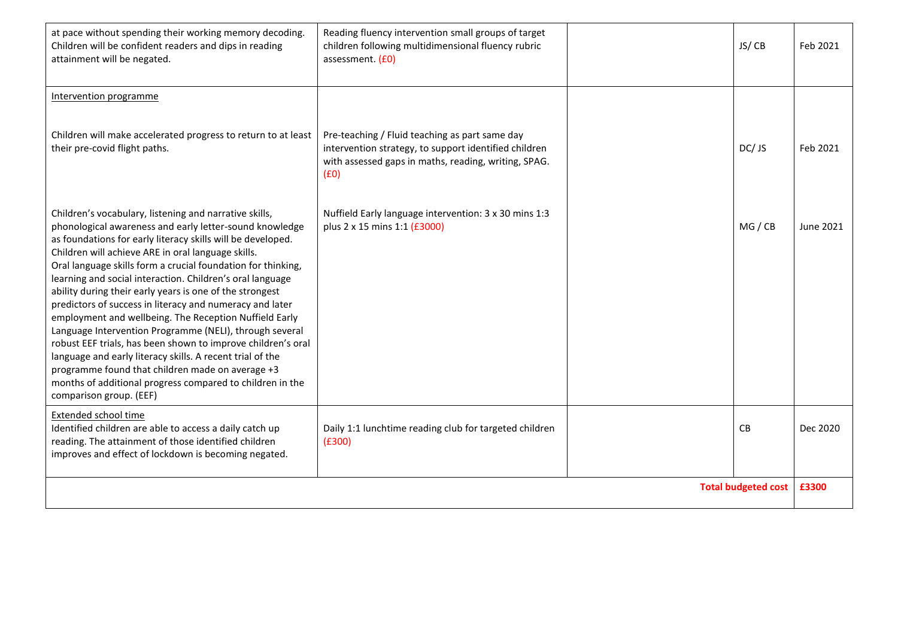| | | | | |
|---|---|---|---|---|
| at pace without spending their working memory decoding. Children will be confident readers and dips in reading attainment will be negated. | Reading fluency intervention small groups of target children following multidimensional fluency rubric assessment. (£0) | | JS/ CB | Feb 2021 |
| <u>Intervention programme</u><br><br>Children will make accelerated progress to return to at least their pre-covid flight paths. | Pre-teaching / Fluid teaching as part same day intervention strategy, to support identified children with assessed gaps in maths, reading, writing, SPAG. (£0) | | DC/ JS | Feb 2021 |
| Children's vocabulary, listening and narrative skills, phonological awareness and early letter-sound knowledge as foundations for early literacy skills will be developed. Children will achieve ARE in oral language skills.<br>Oral language skills form a crucial foundation for thinking, learning and social interaction. Children's oral language ability during their early years is one of the strongest predictors of success in literacy and numeracy and later employment and wellbeing. The Reception Nuffield Early Language Intervention Programme (NELI), through several robust EEF trials, has been shown to improve children's oral language and early literacy skills. A recent trial of the programme found that children made on average +3 months of additional progress compared to children in the comparison group. (EEF) | Nuffield Early language intervention: 3 x 30 mins 1:3 plus 2 x 15 mins 1:1 (£3000) | | MG / CB | June 2021 |
| <u>Extended school time</u><br>Identified children are able to access a daily catch up reading. The attainment of those identified children improves and effect of lockdown is becoming negated. | Daily 1:1 lunchtime reading club for targeted children (£300) | | CB | Dec 2020 |
| | | | **Total budgeted cost** | **£3300** |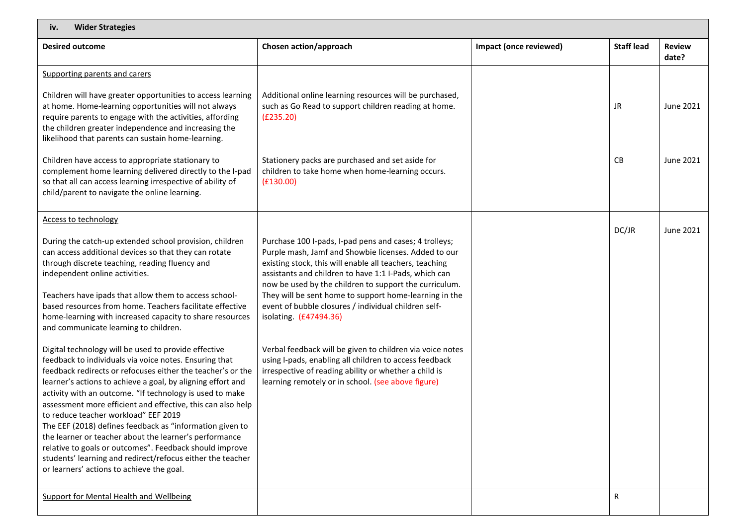| **iv. Wider Strategies** | | | | |
|---|---|---|---|---|
| **Desired outcome** | **Chosen action/approach** | **Impact (once reviewed)** | **Staff lead** | **Review date?** |
| Supporting parents and carers<br><br>Children will have greater opportunities to access learning at home. Home-learning opportunities will not always require parents to engage with the activities, affording the children greater independence and increasing the likelihood that parents can sustain home-learning.<br><br>Children have access to appropriate stationary to complement home learning delivered directly to the I-pad so that all can access learning irrespective of ability of child/parent to navigate the online learning. | Additional online learning resources will be purchased, such as Go Read to support children reading at home. (£235.20)<br><br>Stationery packs are purchased and set aside for children to take home when home-learning occurs. (£130.00) | | JR<br><br>CB | June 2021<br><br>June 2021 |
| Access to technology<br><br>During the catch-up extended school provision, children can access additional devices so that they can rotate through discrete teaching, reading fluency and independent online activities.<br><br>Teachers have ipads that allow them to access school-based resources from home. Teachers facilitate effective home-learning with increased capacity to share resources and communicate learning to children.<br><br>Digital technology will be used to provide effective feedback to individuals via voice notes. Ensuring that feedback redirects or refocuses either the teacher's or the learner's actions to achieve a goal, by aligning effort and activity with an outcome. "If technology is used to make assessment more efficient and effective, this can also help to reduce teacher workload" EEF 2019<br>The EEF (2018) defines feedback as "information given to the learner or teacher about the learner's performance relative to goals or outcomes". Feedback should improve students' learning and redirect/refocus either the teacher or learners' actions to achieve the goal. | Purchase 100 I-pads, I-pad pens and cases; 4 trolleys; Purple mash, Jamf and Showbie licenses. Added to our existing stock, this will enable all teachers, teaching assistants and children to have 1:1 I-Pads, which can now be used by the children to support the curriculum. They will be sent home to support home-learning in the event of bubble closures / individual children self-isolating. (£47494.36)<br><br>Verbal feedback will be given to children via voice notes using I-pads, enabling all children to access feedback irrespective of reading ability or whether a child is learning remotely or in school. (see above figure) | | DC/JR | June 2021 |
| Support for Mental Health and Wellbeing | | | R | |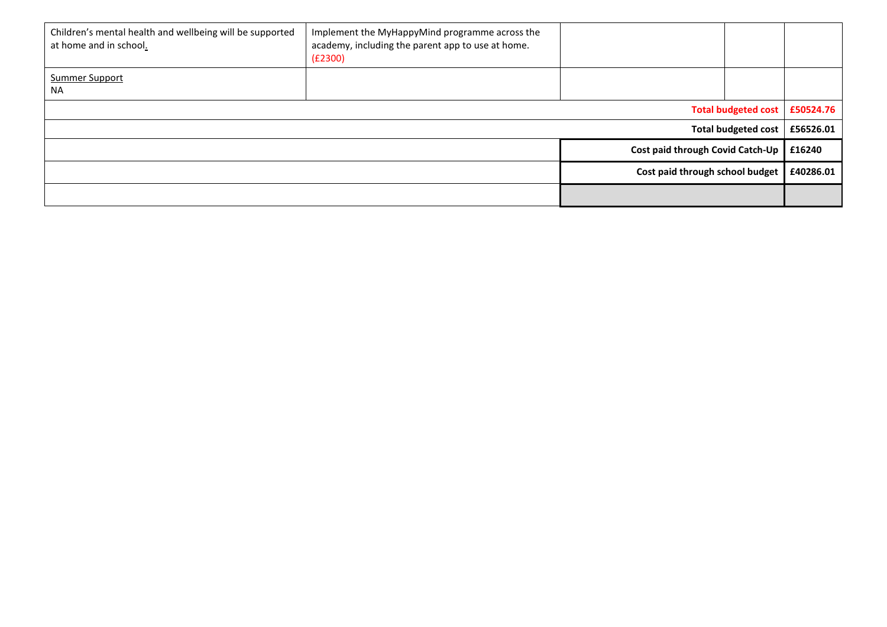| | | | | |
|---|---|---|---|---|
| Children's mental health and wellbeing will be supported at home and in school. | Implement the MyHappyMind programme across the academy, including the parent app to use at home. (£2300) | | | |
| Summer Support<br>NA | | | | |
| | | | **Total budgeted cost** | **£50524.76** |
| | | | **Total budgeted cost** | **£56526.01** |
| | | | **Cost paid through Covid Catch-Up** | **£16240** |
| | | | **Cost paid through school budget** | **£40286.01** |
| | | | | |